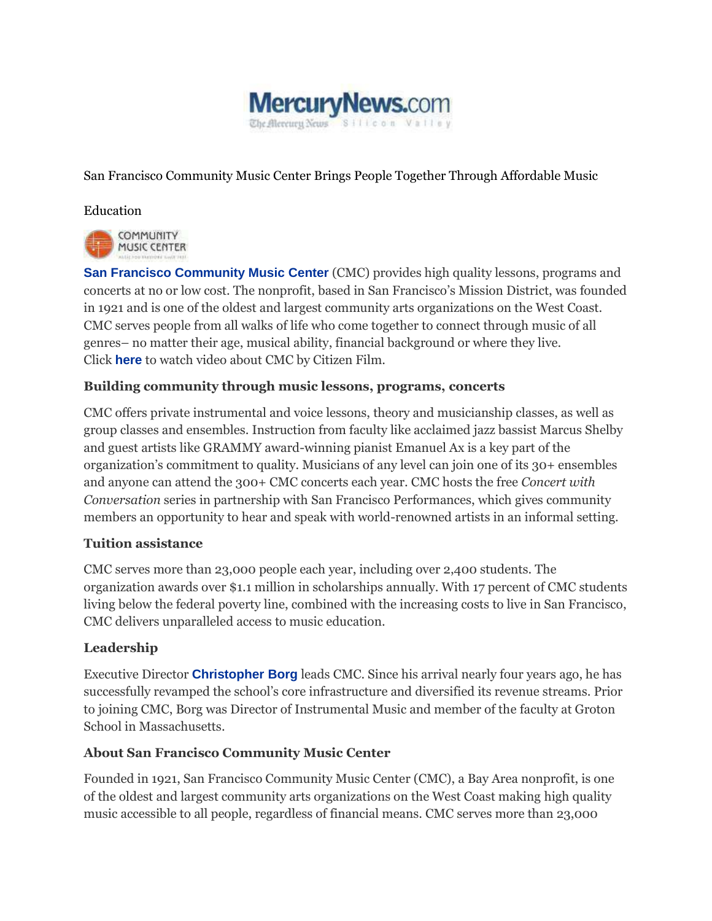San Francisco Community Music Center Brings People Together Through Affordable Music

Education

**San Francisco Community Music Center** (CMC) provides high quality lessons, programs and concerts at no or low cost. The nonprofit, based in San Francisco's Mission District, was founded in 1921 and is one of the oldest and largest community arts organizations on the West Coast. CMC serves people from all walks of life who come together to connect through music of all genres– no matter their age, musical ability, financial background or where they live. Click **here** to watch video about CMC by Citizen Film.

### Building community through music lessons, programs, concerts

CMC offers private instrumental and voice lessons, theory and musicianship classes, as well as group classes and ensembles. Instruction from faculty like acclaimed jazz bassist Marcus Shelby and guest artists like GRAMMY award-winning pianist Emanuel Ax is a key part of the organization's commitment to quality. Musicians of any level can join one of its 30+ ensembles and anyone can attend the 300+ CMC concerts each year. CMC hosts the free *Concert with Conversation* series in partnership with San Francisco Performances, which gives community members an opportunity to hear and speak with world-renowned artists in an informal setting.

### Tuition assistance

CMC serves more than 23,000 people each year, including over 2,400 students. The organization awards over $1.1 million in scholarships annually. With 17 percent of CMC students living below the federal poverty line, combined with the increasing costs to live in San Francisco, CMC delivers unparalleled access to music education.

### Leadership

Executive Director **Christopher Borg** leads CMC. Since his arrival nearly four years ago, he has successfully revamped the school's core infrastructure and diversified its revenue streams. Prior to joining CMC, Borg was Director of Instrumental Music and member of the faculty at Groton School in Massachusetts.

### About San Francisco Community Music Center

Founded in 1921, San Francisco Community Music Center (CMC), a Bay Area nonprofit, is one of the oldest and largest community arts organizations on the West Coast making high quality music accessible to all people, regardless of financial means. CMC serves more than 23,000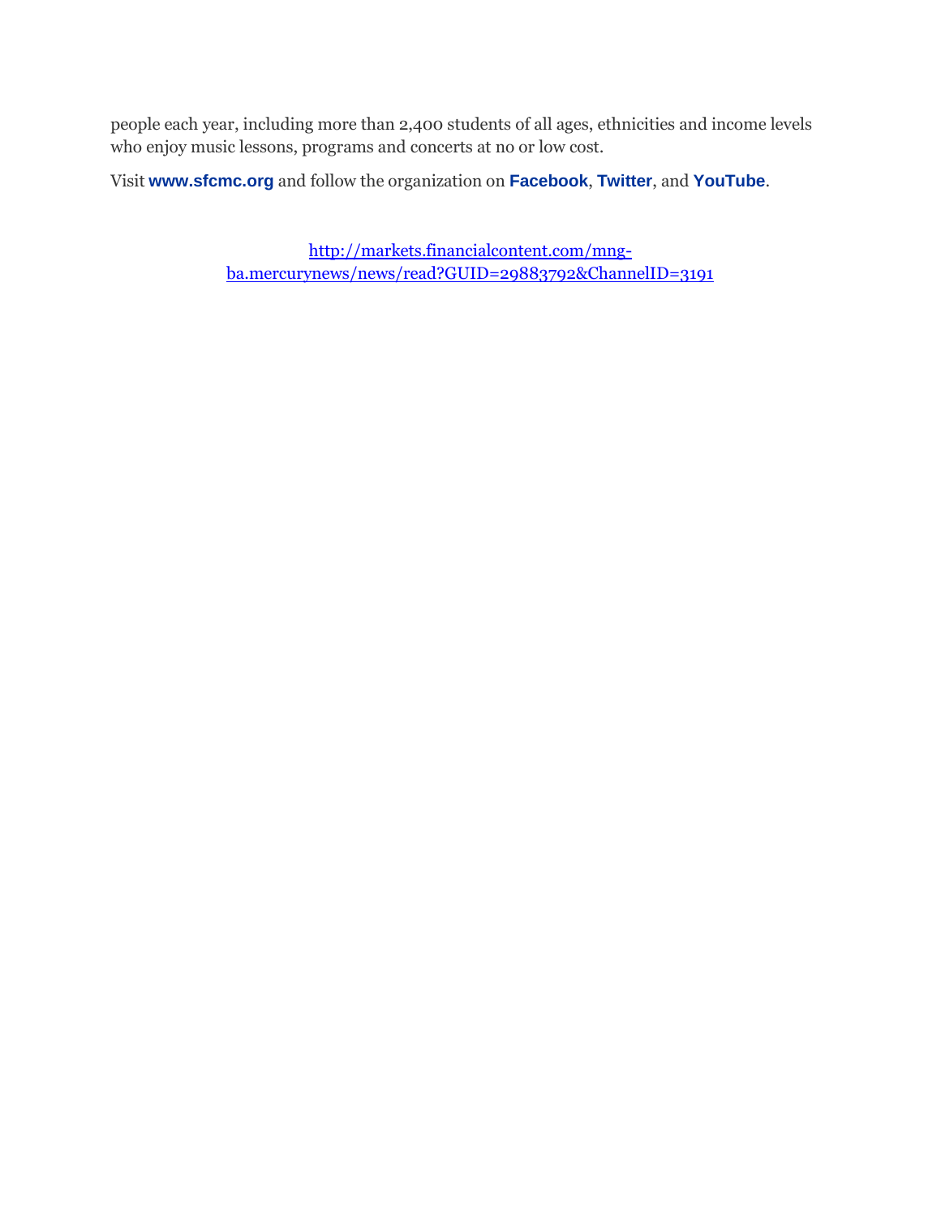people each year, including more than 2,400 students of all ages, ethnicities and income levels who enjoy music lessons, programs and concerts at no or low cost.

Visit **www.sfcmc.org** and follow the organization on **Facebook**, **Twitter**, and **YouTube**.

http://markets.financialcontent.com/mng-ba.mercurynews/news/read?GUID=29883792&ChannelID=3191